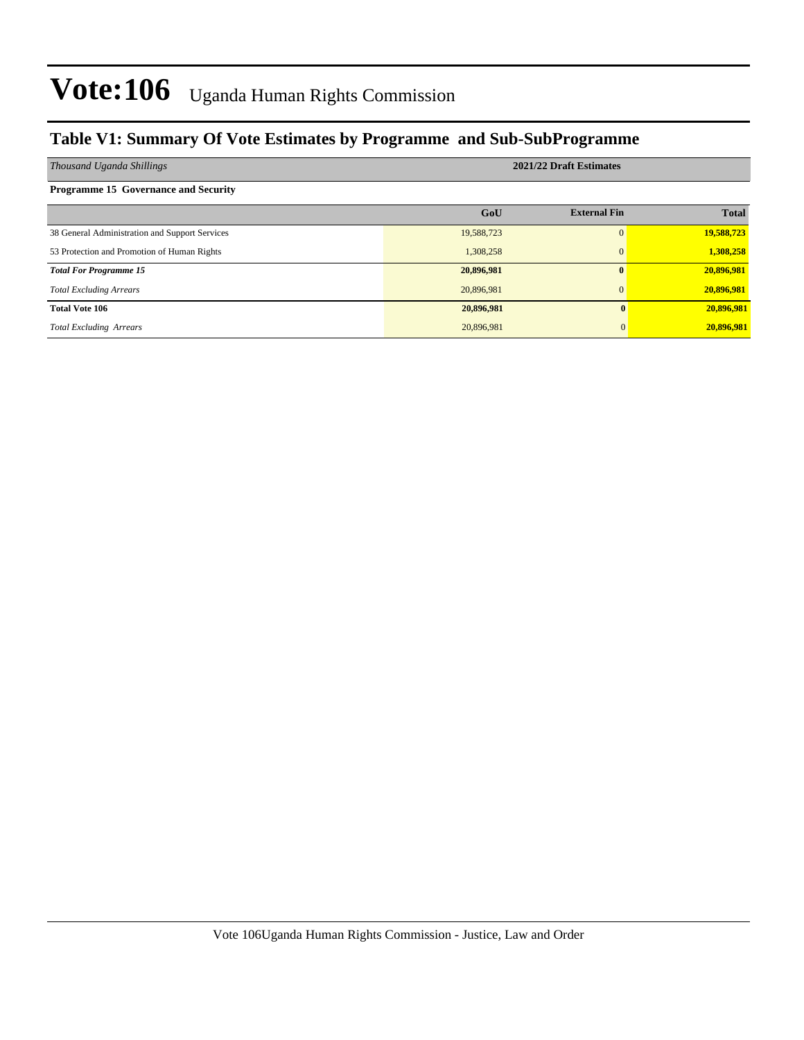# Vote:106 Uganda Human Rights Commission

## Table V1: Summary Of Vote Estimates by Programme and Sub-SubProgramme

| *Thousand Uganda Shillings* | 2021/22 Draft Estimates | | |
|---|---|---|---|
| **Programme 15 Governance and Security** | | | |
| | **GoU** | **External Fin** | **Total** |
| 38 General Administration and Support Services | 19,588,723 | 0 | **19,588,723** |
| 53 Protection and Promotion of Human Rights | 1,308,258 | 0 | **1,308,258** |
| ***Total For Programme 15*** | **20,896,981** | **0** | **20,896,981** |
| *Total Excluding Arrears* | 20,896,981 | 0 | **20,896,981** |
| **Total Vote 106** | **20,896,981** | **0** | **20,896,981** |
| *Total Excluding Arrears* | 20,896,981 | 0 | **20,896,981** |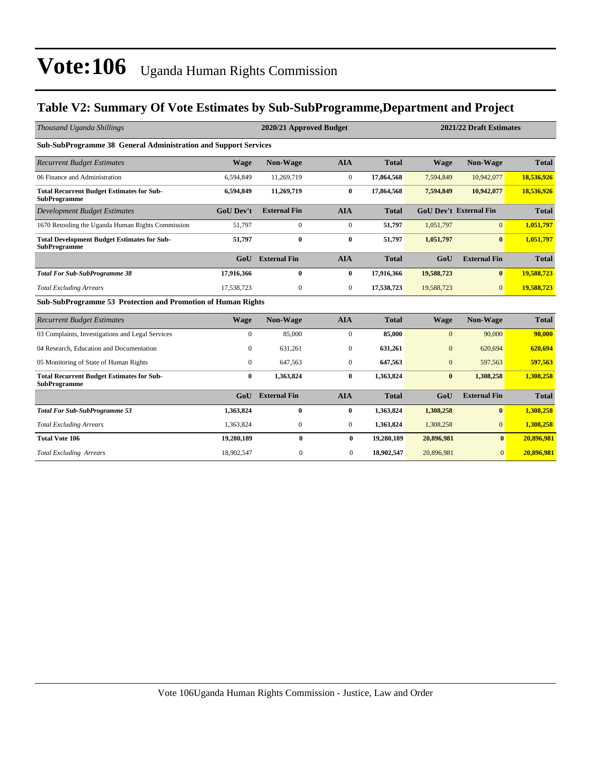# Vote:106 Uganda Human Rights Commission

## Table V2: Summary Of Vote Estimates by Sub-SubProgramme,Department and Project

| *Thousand Uganda Shillings* | 2020/21 Approved Budget | | | | 2021/22 Draft Estimates | | |
|---|---|---|---|---|---|---|---|
| **Sub-SubProgramme 38 General Administration and Support Services** | | | | | | | |
| *Recurrent Budget Estimates* | **Wage** | **Non-Wage** | **AIA** | **Total** | **Wage** | **Non-Wage** | **Total** |
| 06 Finance and Administration | 6,594,849 | 11,269,719 | 0 | **17,864,568** | 7,594,849 | 10,942,077 | **18,536,926** |
| **Total Recurrent Budget Estimates for Sub-SubProgramme** | **6,594,849** | **11,269,719** | **0** | **17,864,568** | **7,594,849** | **10,942,077** | **18,536,926** |
| *Development Budget Estimates* | **GoU Dev't** | **External Fin** | **AIA** | **Total** | **GoU Dev't** | **External Fin** | **Total** |
| 1670 Retooling the Uganda Human Rights Commission | 51,797 | 0 | 0 | **51,797** | 1,051,797 | 0 | **1,051,797** |
| **Total Development Budget Estimates for Sub-SubProgramme** | **51,797** | **0** | **0** | **51,797** | **1,051,797** | **0** | **1,051,797** |
| | **GoU** | **External Fin** | **AIA** | **Total** | **GoU** | **External Fin** | **Total** |
| ***Total For Sub-SubProgramme 38*** | **17,916,366** | **0** | **0** | **17,916,366** | **19,588,723** | **0** | **19,588,723** |
| *Total Excluding Arrears* | 17,538,723 | 0 | 0 | **17,538,723** | 19,588,723 | 0 | **19,588,723** |
| **Sub-SubProgramme 53 Protection and Promotion of Human Rights** | | | | | | | |
| *Recurrent Budget Estimates* | **Wage** | **Non-Wage** | **AIA** | **Total** | **Wage** | **Non-Wage** | **Total** |
| 03 Complaints, Investigations and Legal Services | 0 | 85,000 | 0 | **85,000** | 0 | 90,000 | **90,000** |
| 04 Research, Education and Documentation | 0 | 631,261 | 0 | **631,261** | 0 | 620,694 | **620,694** |
| 05 Monitoring of State of Human Rights | 0 | 647,563 | 0 | **647,563** | 0 | 597,563 | **597,563** |
| **Total Recurrent Budget Estimates for Sub-SubProgramme** | **0** | **1,363,824** | **0** | **1,363,824** | **0** | **1,308,258** | **1,308,258** |
| | **GoU** | **External Fin** | **AIA** | **Total** | **GoU** | **External Fin** | **Total** |
| ***Total For Sub-SubProgramme 53*** | **1,363,824** | **0** | **0** | **1,363,824** | **1,308,258** | **0** | **1,308,258** |
| *Total Excluding Arrears* | 1,363,824 | 0 | 0 | **1,363,824** | 1,308,258 | 0 | **1,308,258** |
| **Total Vote 106** | **19,280,189** | **0** | **0** | **19,280,189** | **20,896,981** | **0** | **20,896,981** |
| *Total Excluding Arrears* | 18,902,547 | 0 | 0 | **18,902,547** | 20,896,981 | 0 | **20,896,981** |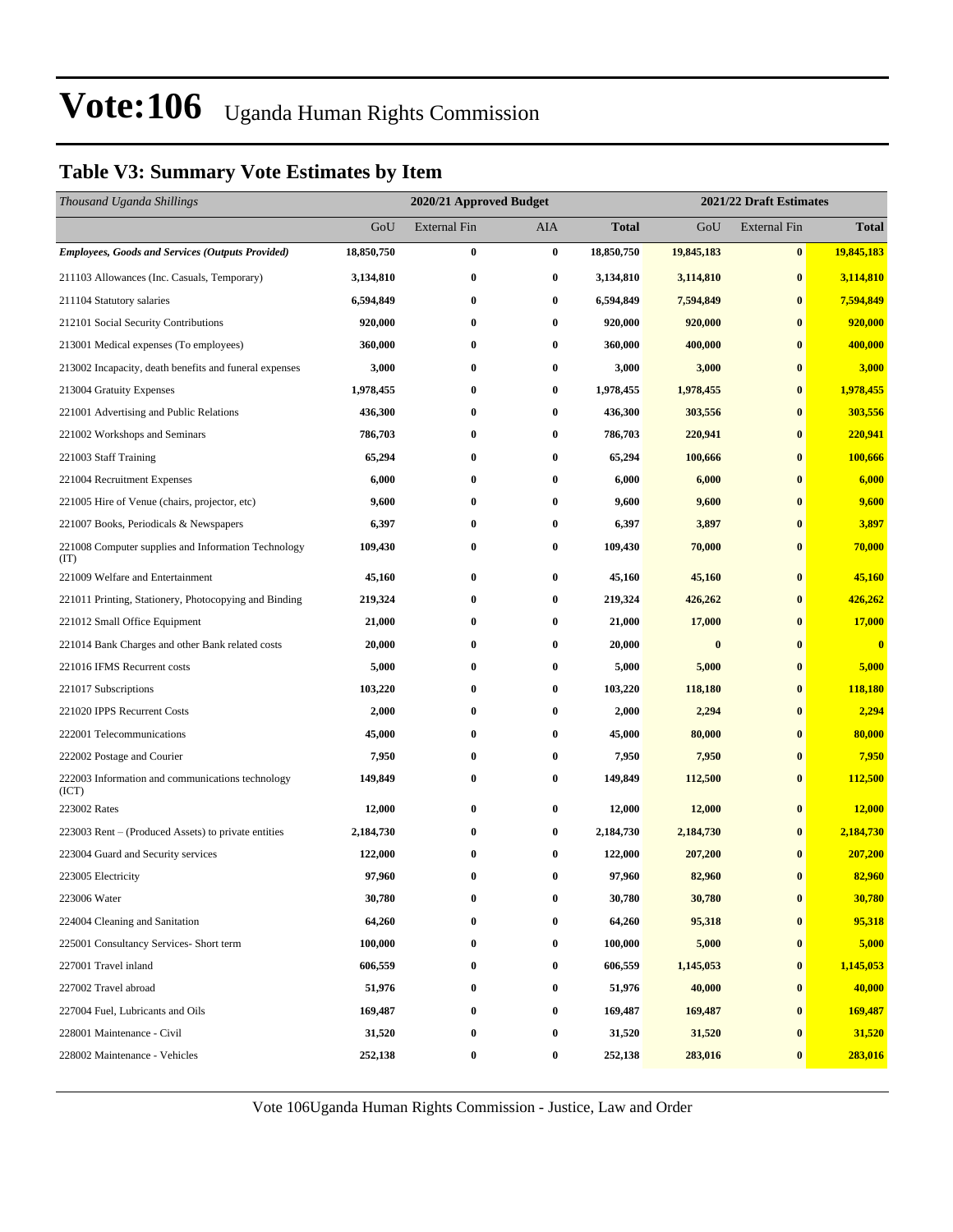# Vote:106 Uganda Human Rights Commission

## Table V3: Summary Vote Estimates by Item

| *Thousand Uganda Shillings* | 2020/21 Approved Budget | | | | 2021/22 Draft Estimates | | |
|---|---|---|---|---|---|---|---|
| | GoU | External Fin | AIA | **Total** | GoU | External Fin | **Total** |
| ***Employees, Goods and Services (Outputs Provided)*** | **18,850,750** | **0** | **0** | **18,850,750** | **19,845,183** | **0** | **19,845,183** |
| 211103 Allowances (Inc. Casuals, Temporary) | **3,134,810** | **0** | **0** | **3,134,810** | **3,114,810** | **0** | **3,114,810** |
| 211104 Statutory salaries | **6,594,849** | **0** | **0** | **6,594,849** | **7,594,849** | **0** | **7,594,849** |
| 212101 Social Security Contributions | **920,000** | **0** | **0** | **920,000** | **920,000** | **0** | **920,000** |
| 213001 Medical expenses (To employees) | **360,000** | **0** | **0** | **360,000** | **400,000** | **0** | **400,000** |
| 213002 Incapacity, death benefits and funeral expenses | **3,000** | **0** | **0** | **3,000** | **3,000** | **0** | **3,000** |
| 213004 Gratuity Expenses | **1,978,455** | **0** | **0** | **1,978,455** | **1,978,455** | **0** | **1,978,455** |
| 221001 Advertising and Public Relations | **436,300** | **0** | **0** | **436,300** | **303,556** | **0** | **303,556** |
| 221002 Workshops and Seminars | **786,703** | **0** | **0** | **786,703** | **220,941** | **0** | **220,941** |
| 221003 Staff Training | **65,294** | **0** | **0** | **65,294** | **100,666** | **0** | **100,666** |
| 221004 Recruitment Expenses | **6,000** | **0** | **0** | **6,000** | **6,000** | **0** | **6,000** |
| 221005 Hire of Venue (chairs, projector, etc) | **9,600** | **0** | **0** | **9,600** | **9,600** | **0** | **9,600** |
| 221007 Books, Periodicals & Newspapers | **6,397** | **0** | **0** | **6,397** | **3,897** | **0** | **3,897** |
| 221008 Computer supplies and Information Technology (IT) | **109,430** | **0** | **0** | **109,430** | **70,000** | **0** | **70,000** |
| 221009 Welfare and Entertainment | **45,160** | **0** | **0** | **45,160** | **45,160** | **0** | **45,160** |
| 221011 Printing, Stationery, Photocopying and Binding | **219,324** | **0** | **0** | **219,324** | **426,262** | **0** | **426,262** |
| 221012 Small Office Equipment | **21,000** | **0** | **0** | **21,000** | **17,000** | **0** | **17,000** |
| 221014 Bank Charges and other Bank related costs | **20,000** | **0** | **0** | **20,000** | **0** | **0** | **0** |
| 221016 IFMS Recurrent costs | **5,000** | **0** | **0** | **5,000** | **5,000** | **0** | **5,000** |
| 221017 Subscriptions | **103,220** | **0** | **0** | **103,220** | **118,180** | **0** | **118,180** |
| 221020 IPPS Recurrent Costs | **2,000** | **0** | **0** | **2,000** | **2,294** | **0** | **2,294** |
| 222001 Telecommunications | **45,000** | **0** | **0** | **45,000** | **80,000** | **0** | **80,000** |
| 222002 Postage and Courier | **7,950** | **0** | **0** | **7,950** | **7,950** | **0** | **7,950** |
| 222003 Information and communications technology (ICT) | **149,849** | **0** | **0** | **149,849** | **112,500** | **0** | **112,500** |
| 223002 Rates | **12,000** | **0** | **0** | **12,000** | **12,000** | **0** | **12,000** |
| 223003 Rent – (Produced Assets) to private entities | **2,184,730** | **0** | **0** | **2,184,730** | **2,184,730** | **0** | **2,184,730** |
| 223004 Guard and Security services | **122,000** | **0** | **0** | **122,000** | **207,200** | **0** | **207,200** |
| 223005 Electricity | **97,960** | **0** | **0** | **97,960** | **82,960** | **0** | **82,960** |
| 223006 Water | **30,780** | **0** | **0** | **30,780** | **30,780** | **0** | **30,780** |
| 224004 Cleaning and Sanitation | **64,260** | **0** | **0** | **64,260** | **95,318** | **0** | **95,318** |
| 225001 Consultancy Services- Short term | **100,000** | **0** | **0** | **100,000** | **5,000** | **0** | **5,000** |
| 227001 Travel inland | **606,559** | **0** | **0** | **606,559** | **1,145,053** | **0** | **1,145,053** |
| 227002 Travel abroad | **51,976** | **0** | **0** | **51,976** | **40,000** | **0** | **40,000** |
| 227004 Fuel, Lubricants and Oils | **169,487** | **0** | **0** | **169,487** | **169,487** | **0** | **169,487** |
| 228001 Maintenance - Civil | **31,520** | **0** | **0** | **31,520** | **31,520** | **0** | **31,520** |
| 228002 Maintenance - Vehicles | **252,138** | **0** | **0** | **252,138** | **283,016** | **0** | **283,016** |

Vote 106Uganda Human Rights Commission - Justice, Law and Order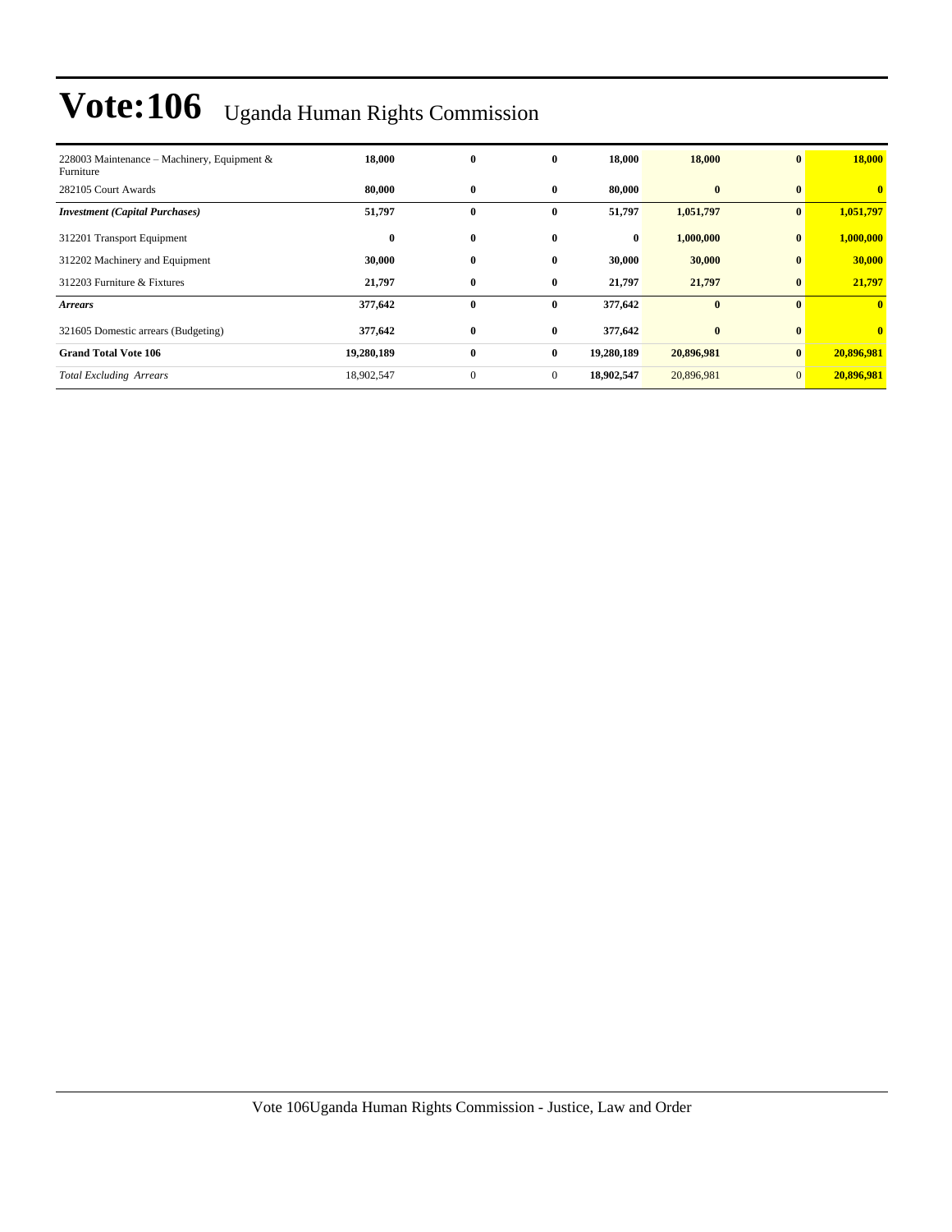# Vote:106 Uganda Human Rights Commission

| | | | | | | | |
|---|---|---|---|---|---|---|---|
| 228003 Maintenance – Machinery, Equipment & Furniture | **18,000** | **0** | **0** | **18,000** | **18,000** | **0** | **18,000** |
| 282105 Court Awards | **80,000** | **0** | **0** | **80,000** | **0** | **0** | **0** |
| ***Investment (Capital Purchases)*** | **51,797** | **0** | **0** | **51,797** | **1,051,797** | **0** | **1,051,797** |
| 312201 Transport Equipment | **0** | **0** | **0** | **0** | **1,000,000** | **0** | **1,000,000** |
| 312202 Machinery and Equipment | **30,000** | **0** | **0** | **30,000** | **30,000** | **0** | **30,000** |
| 312203 Furniture & Fixtures | **21,797** | **0** | **0** | **21,797** | **21,797** | **0** | **21,797** |
| ***Arrears*** | **377,642** | **0** | **0** | **377,642** | **0** | **0** | **0** |
| 321605 Domestic arrears (Budgeting) | **377,642** | **0** | **0** | **377,642** | **0** | **0** | **0** |
| **Grand Total Vote 106** | **19,280,189** | **0** | **0** | **19,280,189** | **20,896,981** | **0** | **20,896,981** |
| *Total Excluding Arrears* | 18,902,547 | 0 | 0 | **18,902,547** | 20,896,981 | 0 | **20,896,981** |

Vote 106Uganda Human Rights Commission - Justice, Law and Order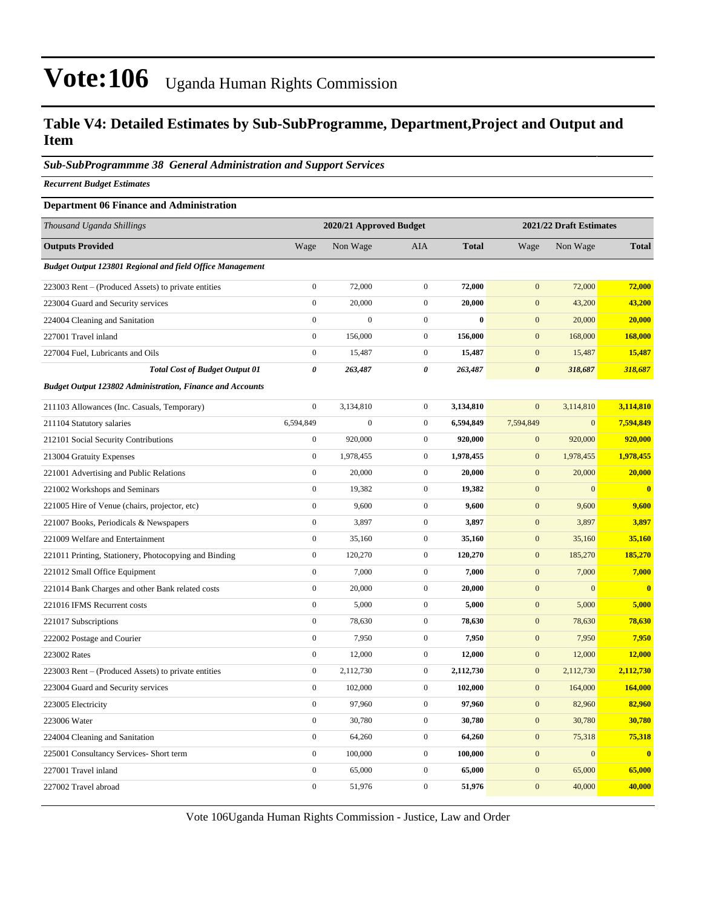# Vote:106 Uganda Human Rights Commission

## Table V4: Detailed Estimates by Sub-SubProgramme, Department,Project and Output and Item

### *Sub-SubProgrammme 38 General Administration and Support Services*

***Recurrent Budget Estimates***

**Department 06 Finance and Administration**

| *Thousand Uganda Shillings* | 2020/21 Approved Budget | | | | 2021/22 Draft Estimates | | |
|---|---|---|---|---|---|---|---|
| **Outputs Provided** | Wage | Non Wage | AIA | **Total** | Wage | Non Wage | **Total** |
| ***Budget Output 123801 Regional and field Office Management*** | | | | | | | |
| 223003 Rent – (Produced Assets) to private entities | 0 | 72,000 | 0 | **72,000** | 0 | 72,000 | **72,000** |
| 223004 Guard and Security services | 0 | 20,000 | 0 | **20,000** | 0 | 43,200 | **43,200** |
| 224004 Cleaning and Sanitation | 0 | 0 | 0 | **0** | 0 | 20,000 | **20,000** |
| 227001 Travel inland | 0 | 156,000 | 0 | **156,000** | 0 | 168,000 | **168,000** |
| 227004 Fuel, Lubricants and Oils | 0 | 15,487 | 0 | **15,487** | 0 | 15,487 | **15,487** |
| ***Total Cost of Budget Output 01*** | ***0*** | ***263,487*** | ***0*** | ***263,487*** | ***0*** | ***318,687*** | ***318,687*** |
| ***Budget Output 123802 Administration, Finance and Accounts*** | | | | | | | |
| 211103 Allowances (Inc. Casuals, Temporary) | 0 | 3,134,810 | 0 | **3,134,810** | 0 | 3,114,810 | **3,114,810** |
| 211104 Statutory salaries | 6,594,849 | 0 | 0 | **6,594,849** | 7,594,849 | 0 | **7,594,849** |
| 212101 Social Security Contributions | 0 | 920,000 | 0 | **920,000** | 0 | 920,000 | **920,000** |
| 213004 Gratuity Expenses | 0 | 1,978,455 | 0 | **1,978,455** | 0 | 1,978,455 | **1,978,455** |
| 221001 Advertising and Public Relations | 0 | 20,000 | 0 | **20,000** | 0 | 20,000 | **20,000** |
| 221002 Workshops and Seminars | 0 | 19,382 | 0 | **19,382** | 0 | 0 | **0** |
| 221005 Hire of Venue (chairs, projector, etc) | 0 | 9,600 | 0 | **9,600** | 0 | 9,600 | **9,600** |
| 221007 Books, Periodicals & Newspapers | 0 | 3,897 | 0 | **3,897** | 0 | 3,897 | **3,897** |
| 221009 Welfare and Entertainment | 0 | 35,160 | 0 | **35,160** | 0 | 35,160 | **35,160** |
| 221011 Printing, Stationery, Photocopying and Binding | 0 | 120,270 | 0 | **120,270** | 0 | 185,270 | **185,270** |
| 221012 Small Office Equipment | 0 | 7,000 | 0 | **7,000** | 0 | 7,000 | **7,000** |
| 221014 Bank Charges and other Bank related costs | 0 | 20,000 | 0 | **20,000** | 0 | 0 | **0** |
| 221016 IFMS Recurrent costs | 0 | 5,000 | 0 | **5,000** | 0 | 5,000 | **5,000** |
| 221017 Subscriptions | 0 | 78,630 | 0 | **78,630** | 0 | 78,630 | **78,630** |
| 222002 Postage and Courier | 0 | 7,950 | 0 | **7,950** | 0 | 7,950 | **7,950** |
| 223002 Rates | 0 | 12,000 | 0 | **12,000** | 0 | 12,000 | **12,000** |
| 223003 Rent – (Produced Assets) to private entities | 0 | 2,112,730 | 0 | **2,112,730** | 0 | 2,112,730 | **2,112,730** |
| 223004 Guard and Security services | 0 | 102,000 | 0 | **102,000** | 0 | 164,000 | **164,000** |
| 223005 Electricity | 0 | 97,960 | 0 | **97,960** | 0 | 82,960 | **82,960** |
| 223006 Water | 0 | 30,780 | 0 | **30,780** | 0 | 30,780 | **30,780** |
| 224004 Cleaning and Sanitation | 0 | 64,260 | 0 | **64,260** | 0 | 75,318 | **75,318** |
| 225001 Consultancy Services- Short term | 0 | 100,000 | 0 | **100,000** | 0 | 0 | **0** |
| 227001 Travel inland | 0 | 65,000 | 0 | **65,000** | 0 | 65,000 | **65,000** |
| 227002 Travel abroad | 0 | 51,976 | 0 | **51,976** | 0 | 40,000 | **40,000** |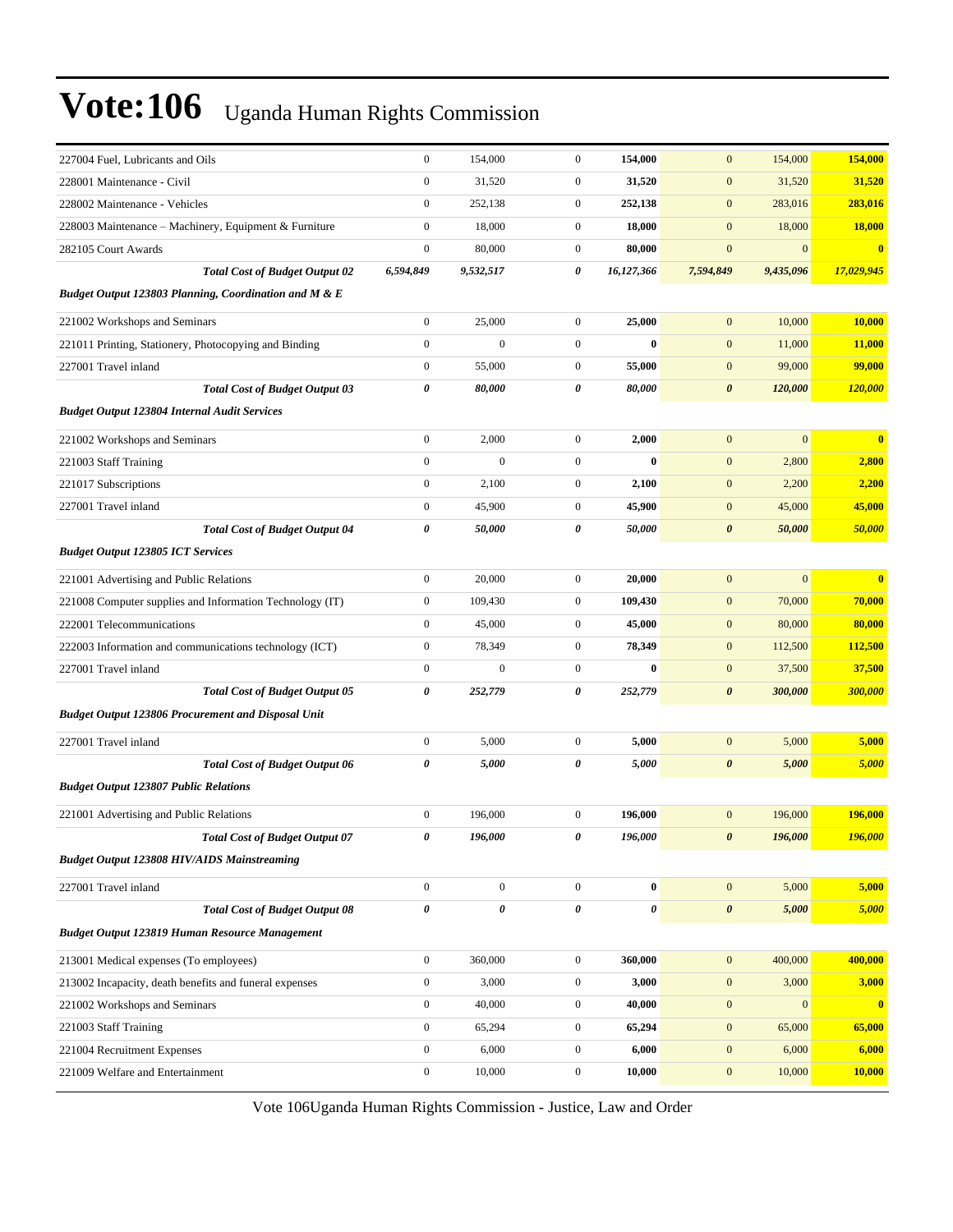# Vote:106 Uganda Human Rights Commission

| | | | | | | | |
|---|---|---|---|---|---|---|---|
| 227004 Fuel, Lubricants and Oils | 0 | 154,000 | 0 | **154,000** | 0 | 154,000 | **154,000** |
| 228001 Maintenance - Civil | 0 | 31,520 | 0 | **31,520** | 0 | 31,520 | **31,520** |
| 228002 Maintenance - Vehicles | 0 | 252,138 | 0 | **252,138** | 0 | 283,016 | **283,016** |
| 228003 Maintenance – Machinery, Equipment & Furniture | 0 | 18,000 | 0 | **18,000** | 0 | 18,000 | **18,000** |
| 282105 Court Awards | 0 | 80,000 | 0 | **80,000** | 0 | 0 | **0** |
| ***Total Cost of Budget Output 02*** | ***6,594,849*** | ***9,532,517*** | ***0*** | ***16,127,366*** | ***7,594,849*** | ***9,435,096*** | ***17,029,945*** |
| ***Budget Output 123803 Planning, Coordination and M & E*** | | | | | | | |
| 221002 Workshops and Seminars | 0 | 25,000 | 0 | **25,000** | 0 | 10,000 | **10,000** |
| 221011 Printing, Stationery, Photocopying and Binding | 0 | 0 | 0 | **0** | 0 | 11,000 | **11,000** |
| 227001 Travel inland | 0 | 55,000 | 0 | **55,000** | 0 | 99,000 | **99,000** |
| ***Total Cost of Budget Output 03*** | ***0*** | ***80,000*** | ***0*** | ***80,000*** | ***0*** | ***120,000*** | ***120,000*** |
| ***Budget Output 123804 Internal Audit Services*** | | | | | | | |
| 221002 Workshops and Seminars | 0 | 2,000 | 0 | **2,000** | 0 | 0 | **0** |
| 221003 Staff Training | 0 | 0 | 0 | **0** | 0 | 2,800 | **2,800** |
| 221017 Subscriptions | 0 | 2,100 | 0 | **2,100** | 0 | 2,200 | **2,200** |
| 227001 Travel inland | 0 | 45,900 | 0 | **45,900** | 0 | 45,000 | **45,000** |
| ***Total Cost of Budget Output 04*** | ***0*** | ***50,000*** | ***0*** | ***50,000*** | ***0*** | ***50,000*** | ***50,000*** |
| ***Budget Output 123805 ICT Services*** | | | | | | | |
| 221001 Advertising and Public Relations | 0 | 20,000 | 0 | **20,000** | 0 | 0 | **0** |
| 221008 Computer supplies and Information Technology (IT) | 0 | 109,430 | 0 | **109,430** | 0 | 70,000 | **70,000** |
| 222001 Telecommunications | 0 | 45,000 | 0 | **45,000** | 0 | 80,000 | **80,000** |
| 222003 Information and communications technology (ICT) | 0 | 78,349 | 0 | **78,349** | 0 | 112,500 | **112,500** |
| 227001 Travel inland | 0 | 0 | 0 | **0** | 0 | 37,500 | **37,500** |
| ***Total Cost of Budget Output 05*** | ***0*** | ***252,779*** | ***0*** | ***252,779*** | ***0*** | ***300,000*** | ***300,000*** |
| ***Budget Output 123806 Procurement and Disposal Unit*** | | | | | | | |
| 227001 Travel inland | 0 | 5,000 | 0 | **5,000** | 0 | 5,000 | **5,000** |
| ***Total Cost of Budget Output 06*** | ***0*** | ***5,000*** | ***0*** | ***5,000*** | ***0*** | ***5,000*** | ***5,000*** |
| ***Budget Output 123807 Public Relations*** | | | | | | | |
| 221001 Advertising and Public Relations | 0 | 196,000 | 0 | **196,000** | 0 | 196,000 | **196,000** |
| ***Total Cost of Budget Output 07*** | ***0*** | ***196,000*** | ***0*** | ***196,000*** | ***0*** | ***196,000*** | ***196,000*** |
| ***Budget Output 123808 HIV/AIDS Mainstreaming*** | | | | | | | |
| 227001 Travel inland | 0 | 0 | 0 | **0** | 0 | 5,000 | **5,000** |
| ***Total Cost of Budget Output 08*** | ***0*** | ***0*** | ***0*** | ***0*** | ***0*** | ***5,000*** | ***5,000*** |
| ***Budget Output 123819 Human Resource Management*** | | | | | | | |
| 213001 Medical expenses (To employees) | 0 | 360,000 | 0 | **360,000** | 0 | 400,000 | **400,000** |
| 213002 Incapacity, death benefits and funeral expenses | 0 | 3,000 | 0 | **3,000** | 0 | 3,000 | **3,000** |
| 221002 Workshops and Seminars | 0 | 40,000 | 0 | **40,000** | 0 | 0 | **0** |
| 221003 Staff Training | 0 | 65,294 | 0 | **65,294** | 0 | 65,000 | **65,000** |
| 221004 Recruitment Expenses | 0 | 6,000 | 0 | **6,000** | 0 | 6,000 | **6,000** |
| 221009 Welfare and Entertainment | 0 | 10,000 | 0 | **10,000** | 0 | 10,000 | **10,000** |

Vote 106Uganda Human Rights Commission - Justice, Law and Order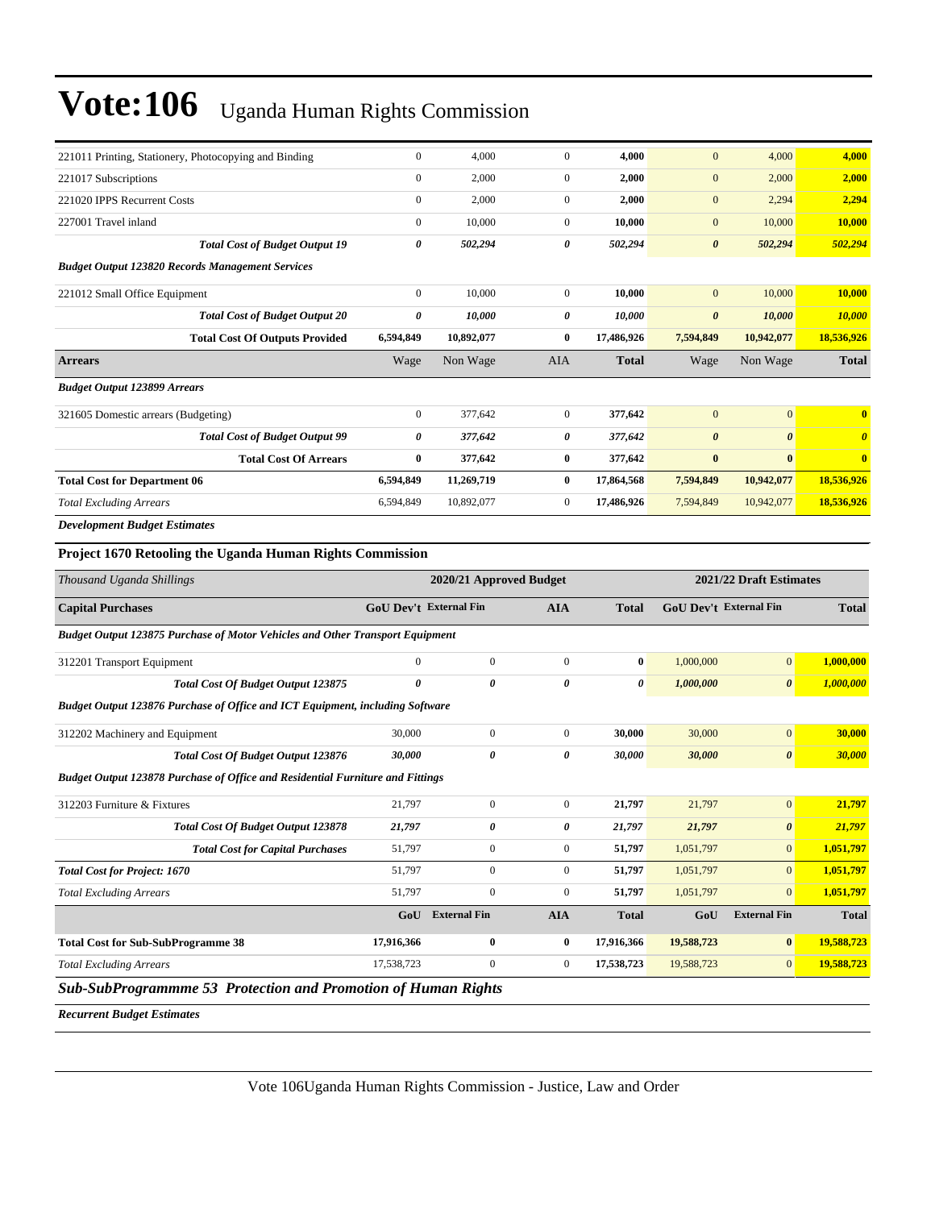# Vote:106 Uganda Human Rights Commission

| | | | | | | | |
|---|---|---|---|---|---|---|---|
| 221011 Printing, Stationery, Photocopying and Binding | 0 | 4,000 | 0 | **4,000** | 0 | 4,000 | **4,000** |
| 221017 Subscriptions | 0 | 2,000 | 0 | **2,000** | 0 | 2,000 | **2,000** |
| 221020 IPPS Recurrent Costs | 0 | 2,000 | 0 | **2,000** | 0 | 2,294 | **2,294** |
| 227001 Travel inland | 0 | 10,000 | 0 | **10,000** | 0 | 10,000 | **10,000** |
| ***Total Cost of Budget Output 19*** | ***0*** | ***502,294*** | ***0*** | ***502,294*** | ***0*** | ***502,294*** | ***502,294*** |
| ***Budget Output 123820 Records Management Services*** | | | | | | | |
| 221012 Small Office Equipment | 0 | 10,000 | 0 | **10,000** | 0 | 10,000 | **10,000** |
| ***Total Cost of Budget Output 20*** | ***0*** | ***10,000*** | ***0*** | ***10,000*** | ***0*** | ***10,000*** | ***10,000*** |
| **Total Cost Of Outputs Provided** | **6,594,849** | **10,892,077** | **0** | **17,486,926** | **7,594,849** | **10,942,077** | **18,536,926** |
| **Arrears** | Wage | Non Wage | AIA | **Total** | Wage | Non Wage | **Total** |
| ***Budget Output 123899 Arrears*** | | | | | | | |
| 321605 Domestic arrears (Budgeting) | 0 | 377,642 | 0 | **377,642** | 0 | 0 | **0** |
| ***Total Cost of Budget Output 99*** | ***0*** | ***377,642*** | ***0*** | ***377,642*** | ***0*** | ***0*** | ***0*** |
| **Total Cost Of Arrears** | **0** | **377,642** | **0** | **377,642** | **0** | **0** | **0** |
| **Total Cost for Department 06** | **6,594,849** | **11,269,719** | **0** | **17,864,568** | **7,594,849** | **10,942,077** | **18,536,926** |
| *Total Excluding Arrears* | 6,594,849 | 10,892,077 | 0 | **17,486,926** | 7,594,849 | 10,942,077 | **18,536,926** |

***Development Budget Estimates***

**Project 1670 Retooling the Uganda Human Rights Commission**

| *Thousand Uganda Shillings* | 2020/21 Approved Budget | | | | 2021/22 Draft Estimates | | |
|---|---|---|---|---|---|---|---|
| **Capital Purchases** | **GoU Dev't** | **External Fin** | **AIA** | **Total** | **GoU Dev't** | **External Fin** | **Total** |
| ***Budget Output 123875 Purchase of Motor Vehicles and Other Transport Equipment*** | | | | | | | |
| 312201 Transport Equipment | 0 | 0 | 0 | **0** | 1,000,000 | 0 | **1,000,000** |
| ***Total Cost Of Budget Output 123875*** | ***0*** | ***0*** | ***0*** | ***0*** | ***1,000,000*** | ***0*** | ***1,000,000*** |
| ***Budget Output 123876 Purchase of Office and ICT Equipment, including Software*** | | | | | | | |
| 312202 Machinery and Equipment | 30,000 | 0 | 0 | **30,000** | 30,000 | 0 | **30,000** |
| ***Total Cost Of Budget Output 123876*** | ***30,000*** | ***0*** | ***0*** | ***30,000*** | ***30,000*** | ***0*** | ***30,000*** |
| ***Budget Output 123878 Purchase of Office and Residential Furniture and Fittings*** | | | | | | | |
| 312203 Furniture & Fixtures | 21,797 | 0 | 0 | **21,797** | 21,797 | 0 | **21,797** |
| ***Total Cost Of Budget Output 123878*** | ***21,797*** | ***0*** | ***0*** | ***21,797*** | ***21,797*** | ***0*** | ***21,797*** |
| ***Total Cost for Capital Purchases*** | 51,797 | 0 | 0 | **51,797** | 1,051,797 | 0 | **1,051,797** |
| ***Total Cost for Project: 1670*** | 51,797 | 0 | 0 | **51,797** | 1,051,797 | 0 | **1,051,797** |
| *Total Excluding Arrears* | 51,797 | 0 | 0 | **51,797** | 1,051,797 | 0 | **1,051,797** |
| | **GoU** | **External Fin** | **AIA** | **Total** | **GoU** | **External Fin** | **Total** |
| **Total Cost for Sub-SubProgramme 38** | **17,916,366** | **0** | **0** | **17,916,366** | **19,588,723** | **0** | **19,588,723** |
| *Total Excluding Arrears* | 17,538,723 | 0 | 0 | **17,538,723** | 19,588,723 | 0 | **19,588,723** |

***Sub-SubProgrammme 53 Protection and Promotion of Human Rights***

***Recurrent Budget Estimates***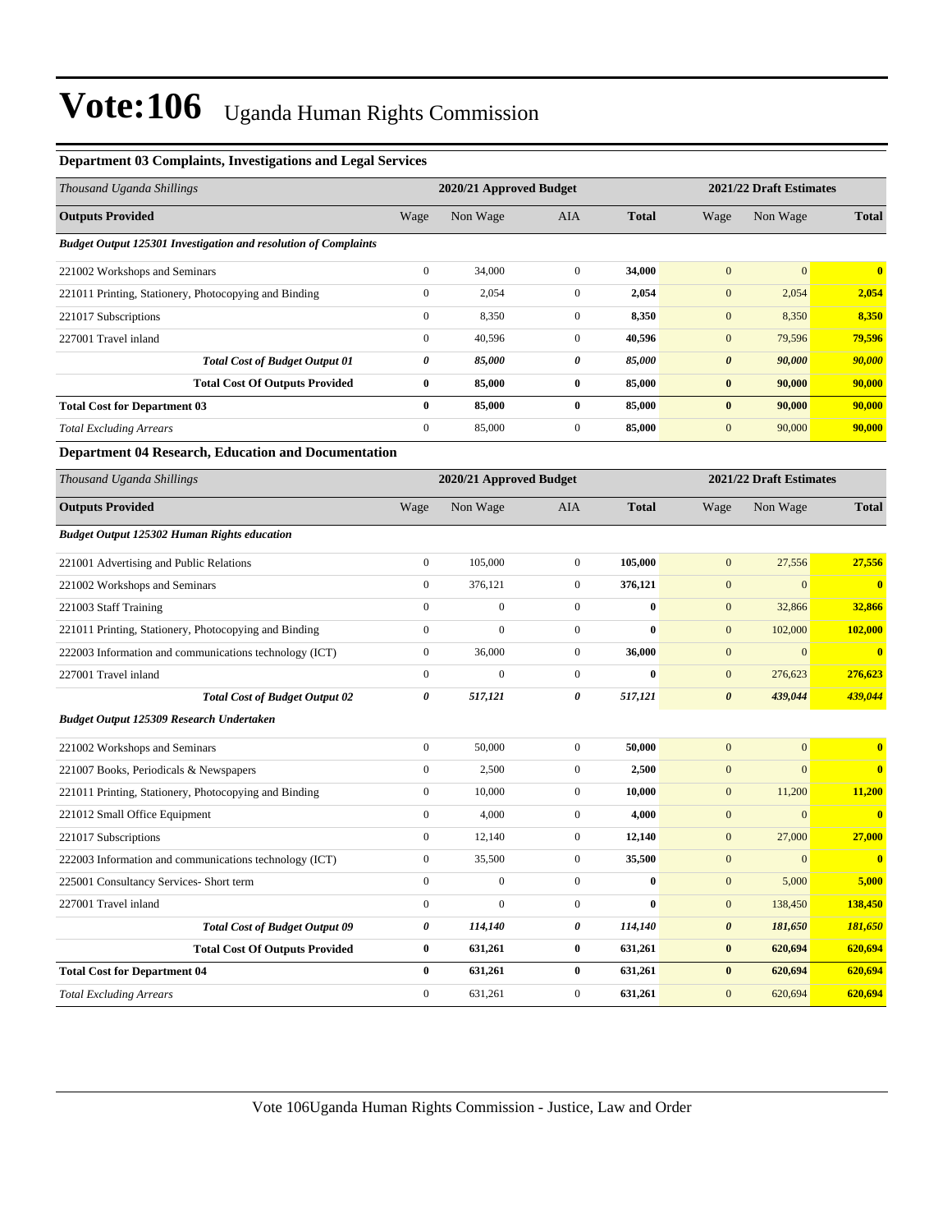# Vote:106 Uganda Human Rights Commission

### Department 03 Complaints, Investigations and Legal Services

| *Thousand Uganda Shillings* | 2020/21 Approved Budget | | | | 2021/22 Draft Estimates | | |
|---|---|---|---|---|---|---|---|
| **Outputs Provided** | Wage | Non Wage | AIA | **Total** | Wage | Non Wage | **Total** |
| ***Budget Output 125301 Investigation and resolution of Complaints*** | | | | | | | |
| 221002 Workshops and Seminars | 0 | 34,000 | 0 | **34,000** | 0 | 0 | **0** |
| 221011 Printing, Stationery, Photocopying and Binding | 0 | 2,054 | 0 | **2,054** | 0 | 2,054 | **2,054** |
| 221017 Subscriptions | 0 | 8,350 | 0 | **8,350** | 0 | 8,350 | **8,350** |
| 227001 Travel inland | 0 | 40,596 | 0 | **40,596** | 0 | 79,596 | **79,596** |
| ***Total Cost of Budget Output 01*** | ***0*** | ***85,000*** | ***0*** | ***85,000*** | ***0*** | ***90,000*** | ***90,000*** |
| **Total Cost Of Outputs Provided** | **0** | **85,000** | **0** | **85,000** | **0** | **90,000** | **90,000** |
| **Total Cost for Department 03** | **0** | **85,000** | **0** | **85,000** | **0** | **90,000** | **90,000** |
| *Total Excluding Arrears* | 0 | 85,000 | 0 | 85,000 | 0 | 90,000 | **90,000** |

### Department 04 Research, Education and Documentation

| *Thousand Uganda Shillings* | 2020/21 Approved Budget | | | | 2021/22 Draft Estimates | | |
|---|---|---|---|---|---|---|---|
| **Outputs Provided** | Wage | Non Wage | AIA | **Total** | Wage | Non Wage | **Total** |
| ***Budget Output 125302 Human Rights education*** | | | | | | | |
| 221001 Advertising and Public Relations | 0 | 105,000 | 0 | **105,000** | 0 | 27,556 | **27,556** |
| 221002 Workshops and Seminars | 0 | 376,121 | 0 | **376,121** | 0 | 0 | **0** |
| 221003 Staff Training | 0 | 0 | 0 | **0** | 0 | 32,866 | **32,866** |
| 221011 Printing, Stationery, Photocopying and Binding | 0 | 0 | 0 | **0** | 0 | 102,000 | **102,000** |
| 222003 Information and communications technology (ICT) | 0 | 36,000 | 0 | **36,000** | 0 | 0 | **0** |
| 227001 Travel inland | 0 | 0 | 0 | **0** | 0 | 276,623 | **276,623** |
| ***Total Cost of Budget Output 02*** | ***0*** | ***517,121*** | ***0*** | ***517,121*** | ***0*** | ***439,044*** | ***439,044*** |
| ***Budget Output 125309 Research Undertaken*** | | | | | | | |
| 221002 Workshops and Seminars | 0 | 50,000 | 0 | **50,000** | 0 | 0 | **0** |
| 221007 Books, Periodicals & Newspapers | 0 | 2,500 | 0 | **2,500** | 0 | 0 | **0** |
| 221011 Printing, Stationery, Photocopying and Binding | 0 | 10,000 | 0 | **10,000** | 0 | 11,200 | **11,200** |
| 221012 Small Office Equipment | 0 | 4,000 | 0 | **4,000** | 0 | 0 | **0** |
| 221017 Subscriptions | 0 | 12,140 | 0 | **12,140** | 0 | 27,000 | **27,000** |
| 222003 Information and communications technology (ICT) | 0 | 35,500 | 0 | **35,500** | 0 | 0 | **0** |
| 225001 Consultancy Services- Short term | 0 | 0 | 0 | **0** | 0 | 5,000 | **5,000** |
| 227001 Travel inland | 0 | 0 | 0 | **0** | 0 | 138,450 | **138,450** |
| ***Total Cost of Budget Output 09*** | ***0*** | ***114,140*** | ***0*** | ***114,140*** | ***0*** | ***181,650*** | ***181,650*** |
| **Total Cost Of Outputs Provided** | **0** | **631,261** | **0** | **631,261** | **0** | **620,694** | **620,694** |
| **Total Cost for Department 04** | **0** | **631,261** | **0** | **631,261** | **0** | **620,694** | **620,694** |
| *Total Excluding Arrears* | 0 | 631,261 | 0 | 631,261 | 0 | 620,694 | **620,694** |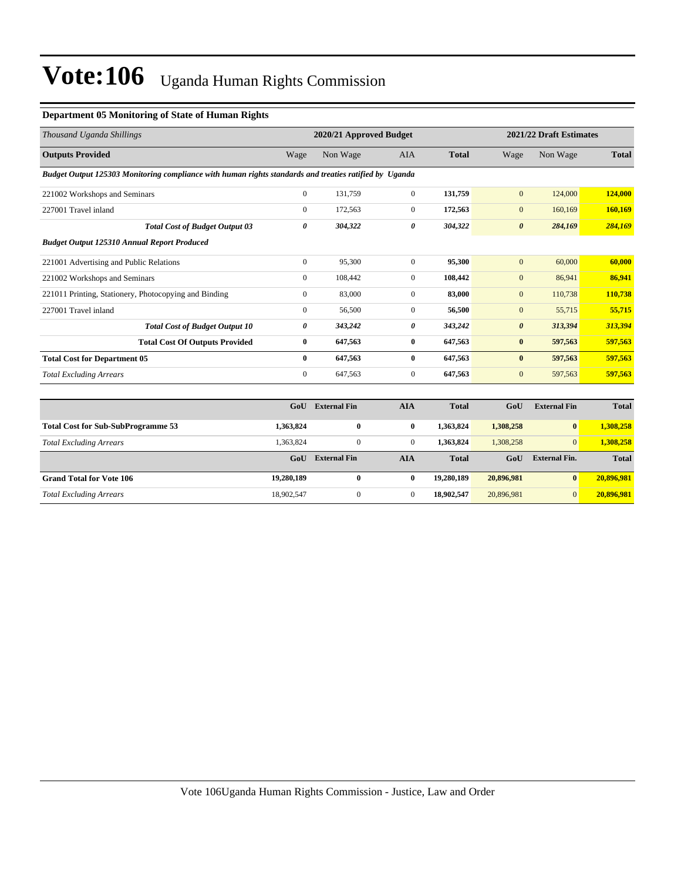# Vote:106 Uganda Human Rights Commission

### Department 05 Monitoring of State of Human Rights

| *Thousand Uganda Shillings* | 2020/21 Approved Budget | | | | 2021/22 Draft Estimates | | |
|---|---|---|---|---|---|---|---|
| **Outputs Provided** | Wage | Non Wage | AIA | **Total** | Wage | Non Wage | **Total** |
| ***Budget Output 125303 Monitoring compliance with human rights standards and treaties ratified by Uganda*** | | | | | | | |
| 221002 Workshops and Seminars | 0 | 131,759 | 0 | **131,759** | 0 | 124,000 | **124,000** |
| 227001 Travel inland | 0 | 172,563 | 0 | **172,563** | 0 | 160,169 | **160,169** |
| ***Total Cost of Budget Output 03*** | ***0*** | ***304,322*** | ***0*** | ***304,322*** | ***0*** | ***284,169*** | ***284,169*** |
| ***Budget Output 125310 Annual Report Produced*** | | | | | | | |
| 221001 Advertising and Public Relations | 0 | 95,300 | 0 | **95,300** | 0 | 60,000 | **60,000** |
| 221002 Workshops and Seminars | 0 | 108,442 | 0 | **108,442** | 0 | 86,941 | **86,941** |
| 221011 Printing, Stationery, Photocopying and Binding | 0 | 83,000 | 0 | **83,000** | 0 | 110,738 | **110,738** |
| 227001 Travel inland | 0 | 56,500 | 0 | **56,500** | 0 | 55,715 | **55,715** |
| ***Total Cost of Budget Output 10*** | ***0*** | ***343,242*** | ***0*** | ***343,242*** | ***0*** | ***313,394*** | ***313,394*** |
| **Total Cost Of Outputs Provided** | **0** | **647,563** | **0** | **647,563** | **0** | **597,563** | **597,563** |
| **Total Cost for Department 05** | **0** | **647,563** | **0** | **647,563** | **0** | **597,563** | **597,563** |
| *Total Excluding Arrears* | 0 | 647,563 | 0 | **647,563** | 0 | 597,563 | **597,563** |

| | GoU | External Fin | AIA | Total | GoU | External Fin | Total |
|---|---|---|---|---|---|---|---|
| **Total Cost for Sub-SubProgramme 53** | **1,363,824** | **0** | **0** | **1,363,824** | **1,308,258** | **0** | **1,308,258** |
| *Total Excluding Arrears* | 1,363,824 | 0 | 0 | **1,363,824** | 1,308,258 | 0 | **1,308,258** |
| | **GoU** | **External Fin** | **AIA** | **Total** | **GoU** | **External Fin.** | **Total** |
| **Grand Total for Vote 106** | **19,280,189** | **0** | **0** | **19,280,189** | **20,896,981** | **0** | **20,896,981** |
| *Total Excluding Arrears* | 18,902,547 | 0 | 0 | **18,902,547** | 20,896,981 | 0 | **20,896,981** |